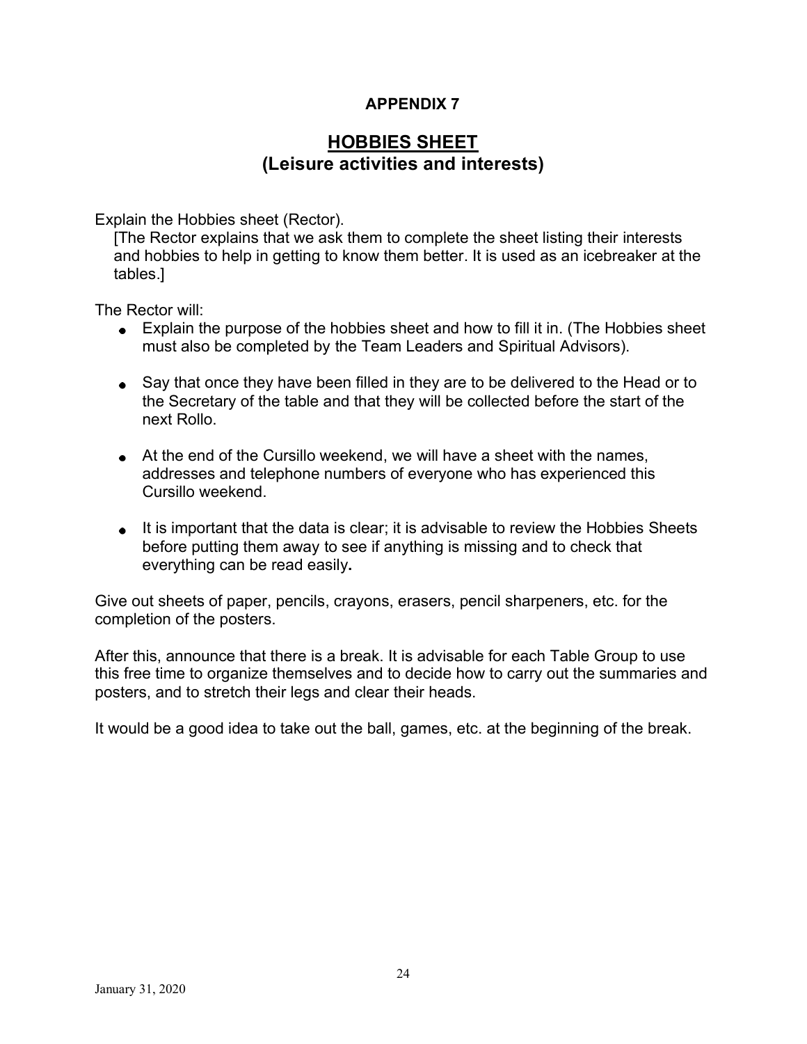**APPENDIX 7**

# HOBBIES SHEET
## (Leisure activities and interests)

Explain the Hobbies sheet (Rector).

[The Rector explains that we ask them to complete the sheet listing their interests and hobbies to help in getting to know them better. It is used as an icebreaker at the tables.]

The Rector will:

- Explain the purpose of the hobbies sheet and how to fill it in. (The Hobbies sheet must also be completed by the Team Leaders and Spiritual Advisors).
- Say that once they have been filled in they are to be delivered to the Head or to the Secretary of the table and that they will be collected before the start of the next Rollo.
- At the end of the Cursillo weekend, we will have a sheet with the names, addresses and telephone numbers of everyone who has experienced this Cursillo weekend.
- It is important that the data is clear; it is advisable to review the Hobbies Sheets before putting them away to see if anything is missing and to check that everything can be read easily**.**

Give out sheets of paper, pencils, crayons, erasers, pencil sharpeners, etc. for the completion of the posters.

After this, announce that there is a break. It is advisable for each Table Group to use this free time to organize themselves and to decide how to carry out the summaries and posters, and to stretch their legs and clear their heads.

It would be a good idea to take out the ball, games, etc. at the beginning of the break.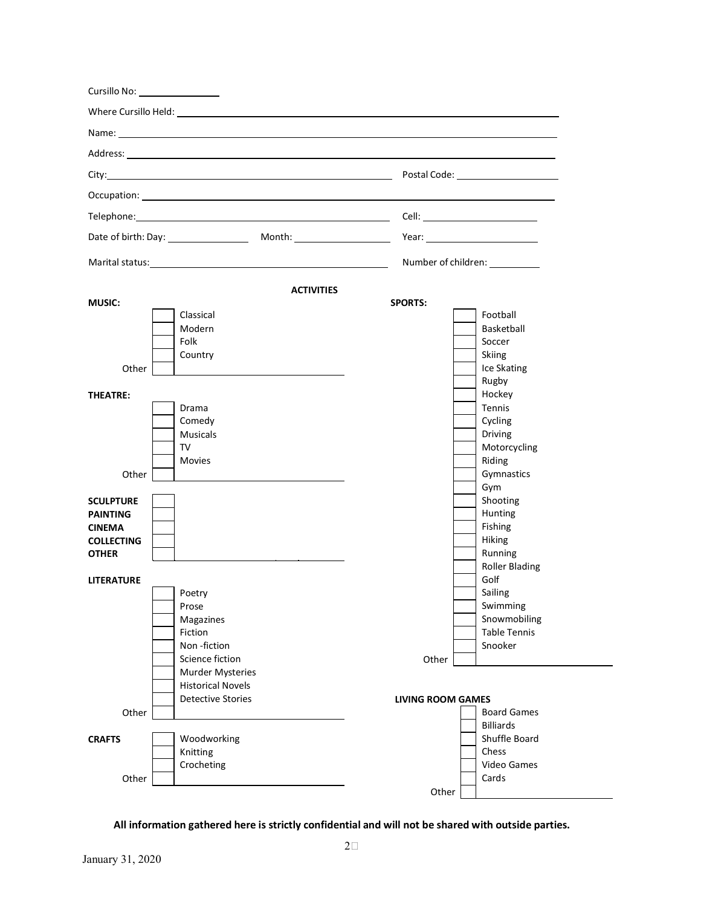Cursillo No: ____________

Where Cursillo Held: ____________________________________________

Name: ____________________________________________

Address: ____________________________________________

City: ______________________________ Postal Code: ____________

Occupation: ____________________________________________

Telephone: ______________________________ Cell: ____________

Date of birth: Day: ____________ Month: ____________ Year: ____________

Marital status: ______________________________ Number of children: ________

## ACTIVITIES

**MUSIC:**

- [ ] Classical
- [ ] Modern
- [ ] Folk
- [ ] Country
- Other [ ] ____________

**THEATRE:**

- [ ] Drama
- [ ] Comedy
- [ ] Musicals
- [ ] TV
- [ ] Movies
- Other [ ] ____________

- **SCULPTURE** [ ]
- **PAINTING** [ ]
- **CINEMA** [ ]
- **COLLECTING** [ ]
- **OTHER** [ ] ____________

**LITERATURE**

- [ ] Poetry
- [ ] Prose
- [ ] Magazines
- [ ] Fiction
- [ ] Non -fiction
- [ ] Science fiction
- [ ] Murder Mysteries
- [ ] Historical Novels
- [ ] Detective Stories
- Other [ ] ____________

**CRAFTS**

- [ ] Woodworking
- [ ] Knitting
- [ ] Crocheting
- Other [ ] ____________

**SPORTS:**

- [ ] Football
- [ ] Basketball
- [ ] Soccer
- [ ] Skiing
- [ ] Ice Skating
- [ ] Rugby
- [ ] Hockey
- [ ] Tennis
- [ ] Cycling
- [ ] Driving
- [ ] Motorcycling
- [ ] Riding
- [ ] Gymnastics
- [ ] Gym
- [ ] Shooting
- [ ] Hunting
- [ ] Fishing
- [ ] Hiking
- [ ] Running
- [ ] Roller Blading
- [ ] Golf
- [ ] Sailing
- [ ] Swimming
- [ ] Snowmobiling
- [ ] Table Tennis
- [ ] Snooker
- Other [ ] ____________

**LIVING ROOM GAMES**

- [ ] Board Games
- [ ] Billiards
- [ ] Shuffle Board
- [ ] Chess
- [ ] Video Games
- [ ] Cards
- Other [ ] ____________

**All information gathered here is strictly confidential and will not be shared with outside parties.**

January 31, 2020